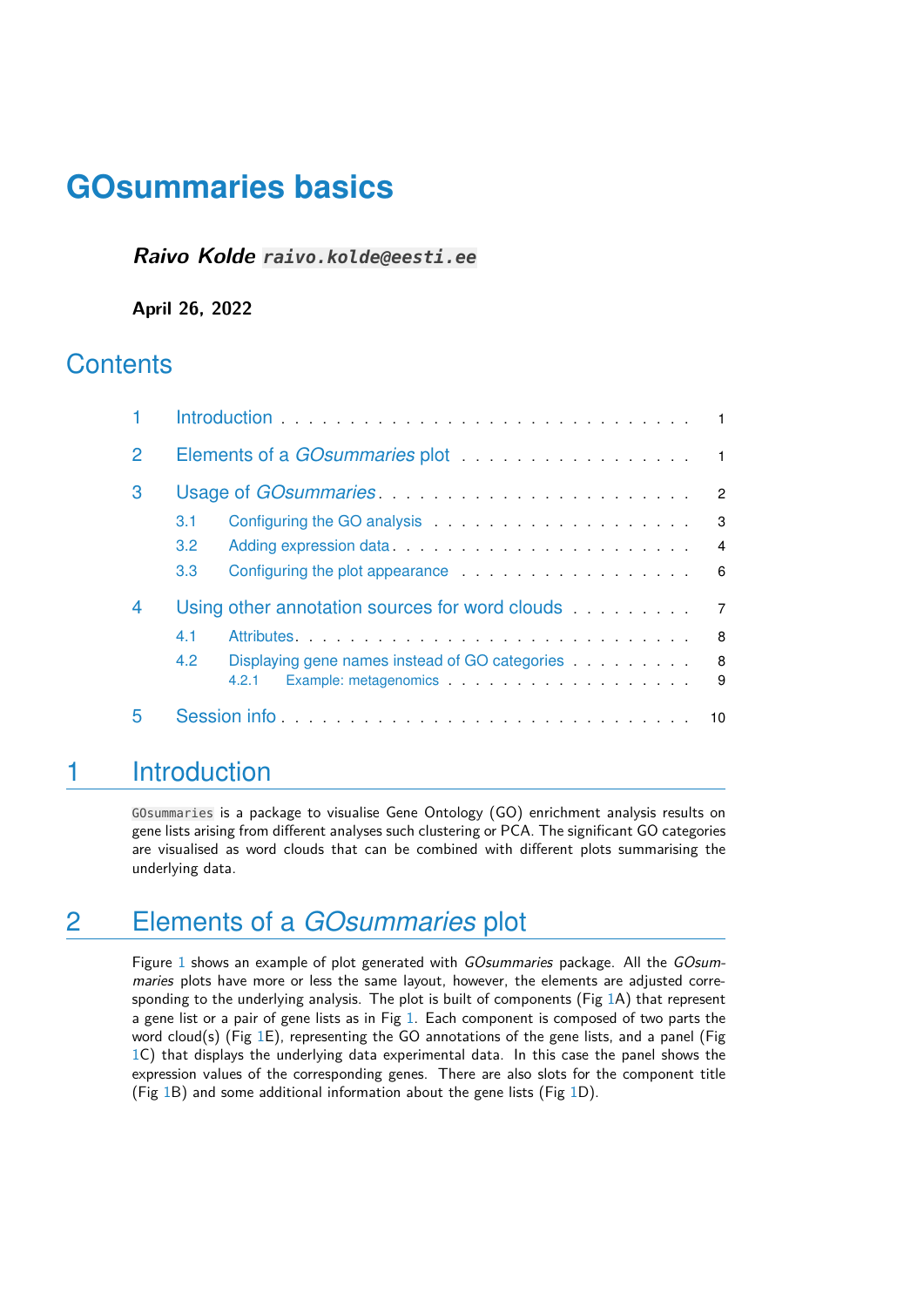# GOsummaries basics

***Raivo Kolde*** `raivo.kolde@eesti.ee`

**April 26, 2022**

## Contents

1 Introduction . . . 1

2 Elements of a *GOsummaries* plot . . . 1

3 Usage of *GOsummaries* . . . 2

- 3.1 Configuring the GO analysis . . . 3
- 3.2 Adding expression data . . . 4
- 3.3 Configuring the plot appearance . . . 6

4 Using other annotation sources for word clouds . . . 7

- 4.1 Attributes . . . 8
- 4.2 Displaying gene names instead of GO categories . . . 8
  - 4.2.1 Example: metagenomics . . . 9

5 Session info . . . 10

## 1 Introduction

`GOsummaries` is a package to visualise Gene Ontology (GO) enrichment analysis results on gene lists arising from different analyses such clustering or PCA. The significant GO categories are visualised as word clouds that can be combined with different plots summarising the underlying data.

## 2 Elements of a *GOsummaries* plot

Figure 1 shows an example of plot generated with *GOsummaries* package. All the *GOsummaries* plots have more or less the same layout, however, the elements are adjusted corresponding to the underlying analysis. The plot is built of components (Fig 1A) that represent a gene list or a pair of gene lists as in Fig 1. Each component is composed of two parts the word cloud(s) (Fig 1E), representing the GO annotations of the gene lists, and a panel (Fig 1C) that displays the underlying data experimental data. In this case the panel shows the expression values of the corresponding genes. There are also slots for the component title (Fig 1B) and some additional information about the gene lists (Fig 1D).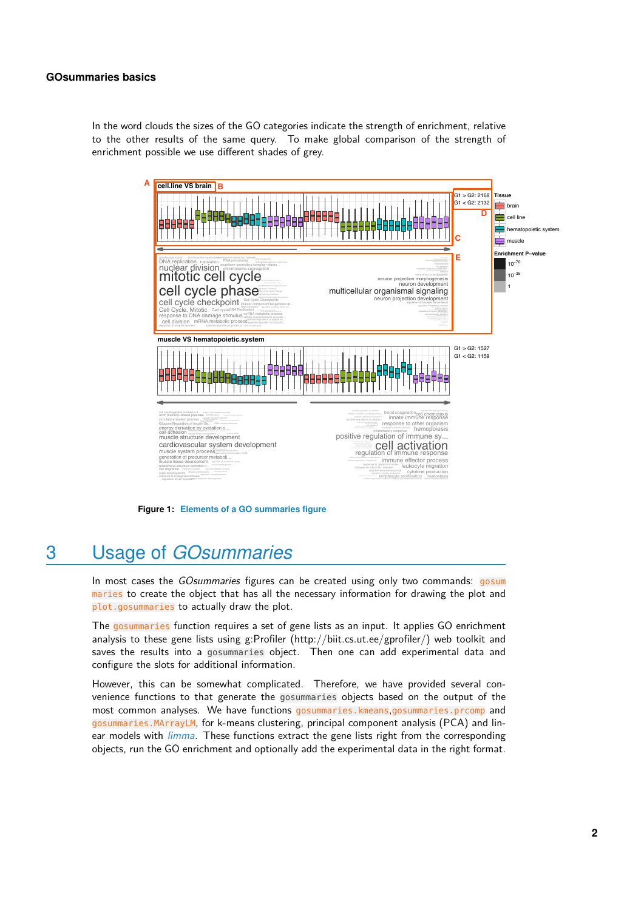**GOsummaries basics**

In the word clouds the sizes of the GO categories indicate the strength of enrichment, relative to the other results of the same query. To make global comparison of the strength of enrichment possible we use different shades of grey.

Figure 1: Elements of a GO summaries figure

# 3 Usage of *GOsummaries*

In most cases the *GOsummaries* figures can be created using only two commands: `gosummaries` to create the object that has all the necessary information for drawing the plot and `plot.gosummaries` to actually draw the plot.

The `gosummaries` function requires a set of gene lists as an input. It applies GO enrichment analysis to these gene lists using g:Profiler (http://biit.cs.ut.ee/gprofiler/) web toolkit and saves the results into a `gosummaries` object. Then one can add experimental data and configure the slots for additional information.

However, this can be somewhat complicated. Therefore, we have provided several convenience functions to that generate the `gosummaries` objects based on the output of the most common analyses. We have functions `gosummaries.kmeans`,`gosummaries.prcomp` and `gosummaries.MArrayLM`, for k-means clustering, principal component analysis (PCA) and linear models with *limma*. These functions extract the gene lists right from the corresponding objects, run the GO enrichment and optionally add the experimental data in the right format.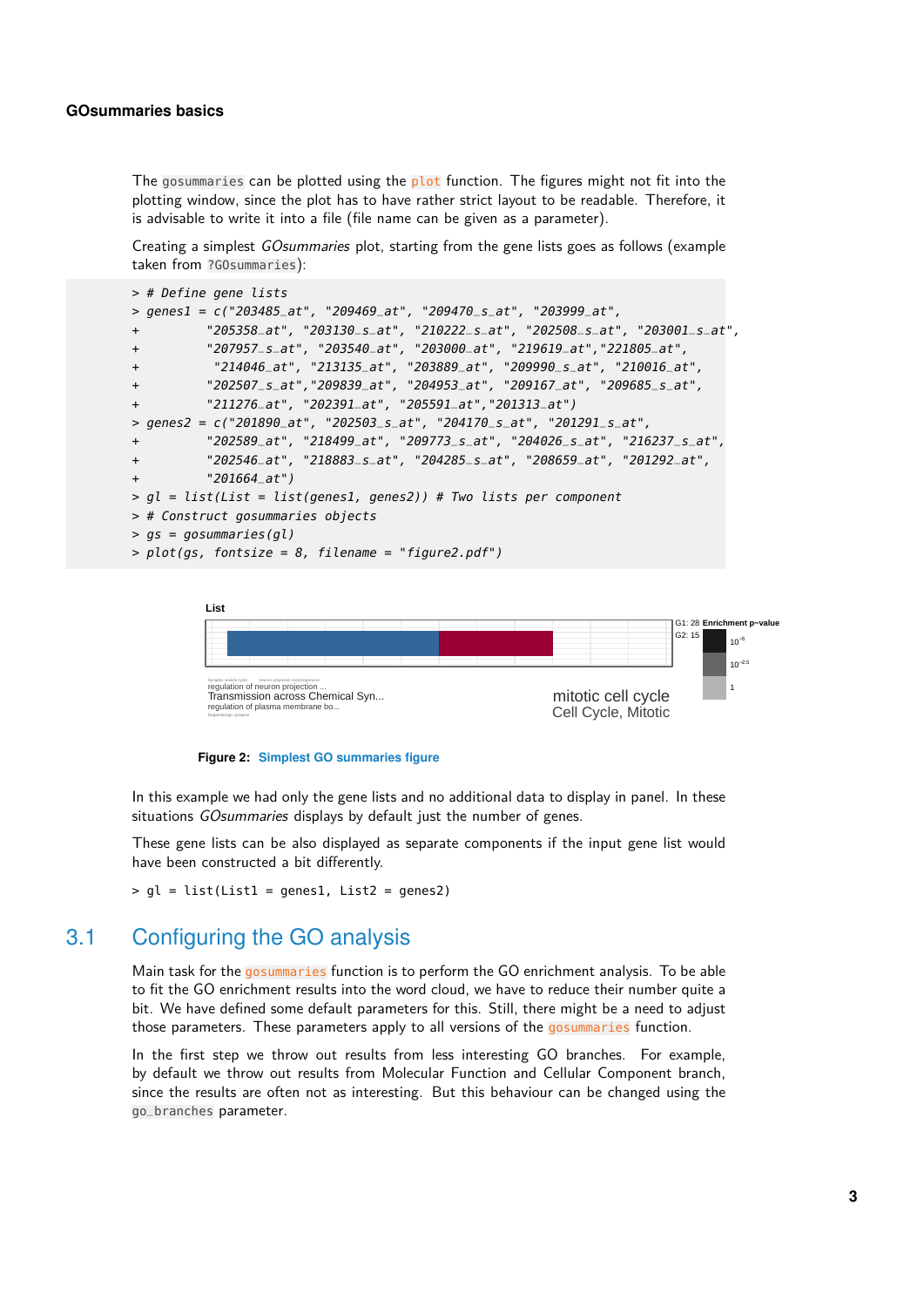## GOsummaries basics

The gosummaries can be plotted using the plot function. The figures might not fit into the plotting window, since the plot has to have rather strict layout to be readable. Therefore, it is advisable to write it into a file (file name can be given as a parameter).

Creating a simplest *GOsummaries* plot, starting from the gene lists goes as follows (example taken from ?GOsummaries):

```
> # Define gene lists
> genes1 = c("203485_at", "209469_at", "209470_s_at", "203999_at",
+           "205358_at", "203130_s_at", "210222_s_at", "202508_s_at", "203001_s_at",
+           "207957_s_at", "203540_at", "203000_at", "219619_at","221805_at",
+            "214046_at", "213135_at", "203889_at", "209990_s_at", "210016_at",
+           "202507_s_at","209839_at", "204953_at", "209167_at", "209685_s_at",
+           "211276_at", "202391_at", "205591_at","201313_at")
> genes2 = c("201890_at", "202503_s_at", "204170_s_at", "201291_s_at",
+           "202589_at", "218499_at", "209773_s_at", "204026_s_at", "216237_s_at",
+           "202546_at", "218883_s_at", "204285_s_at", "208659_at", "201292_at",
+           "201664_at")
> gl = list(List = list(genes1, genes2)) # Two lists per component
> # Construct gosummaries objects
> gs = gosummaries(gl)
> plot(gs, fontsize = 8, filename = "figure2.pdf")
```

**Figure 2: Simplest GO summaries figure**

In this example we had only the gene lists and no additional data to display in panel. In these situations *GOsummaries* displays by default just the number of genes.

These gene lists can be also displayed as separate components if the input gene list would have been constructed a bit differently.

```
> gl = list(List1 = genes1, List2 = genes2)
```

## 3.1 Configuring the GO analysis

Main task for the gosummaries function is to perform the GO enrichment analysis. To be able to fit the GO enrichment results into the word cloud, we have to reduce their number quite a bit. We have defined some default parameters for this. Still, there might be a need to adjust those parameters. These parameters apply to all versions of the gosummaries function.

In the first step we throw out results from less interesting GO branches. For example, by default we throw out results from Molecular Function and Cellular Component branch, since the results are often not as interesting. But this behaviour can be changed using the go_branches parameter.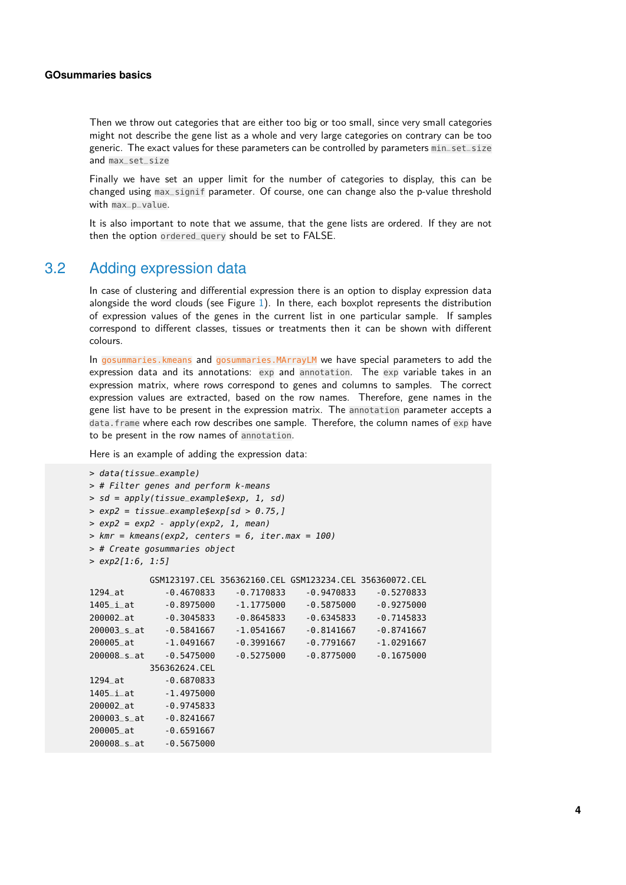Then we throw out categories that are either too big or too small, since very small categories might not describe the gene list as a whole and very large categories on contrary can be too generic. The exact values for these parameters can be controlled by parameters `min_set_size` and `max_set_size`

Finally we have set an upper limit for the number of categories to display, this can be changed using `max_signif` parameter. Of course, one can change also the p-value threshold with `max_p_value`.

It is also important to note that we assume, that the gene lists are ordered. If they are not then the option `ordered_query` should be set to FALSE.

## 3.2 Adding expression data

In case of clustering and differential expression there is an option to display expression data alongside the word clouds (see Figure 1). In there, each boxplot represents the distribution of expression values of the genes in the current list in one particular sample. If samples correspond to different classes, tissues or treatments then it can be shown with different colours.

In `gosummaries.kmeans` and `gosummaries.MArrayLM` we have special parameters to add the expression data and its annotations: `exp` and `annotation`. The `exp` variable takes in an expression matrix, where rows correspond to genes and columns to samples. The correct expression values are extracted, based on the row names. Therefore, gene names in the gene list have to be present in the expression matrix. The `annotation` parameter accepts a `data.frame` where each row describes one sample. Therefore, the column names of `exp` have to be present in the row names of `annotation`.

Here is an example of adding the expression data:

```
> data(tissue_example)
> # Filter genes and perform k-means
> sd = apply(tissue_example$exp, 1, sd)
> exp2 = tissue_example$exp[sd > 0.75,]
> exp2 = exp2 - apply(exp2, 1, mean)
> kmr = kmeans(exp2, centers = 6, iter.max = 100)
> # Create gosummaries object
> exp2[1:6, 1:5]

             GSM123197.CEL 356362160.CEL GSM123234.CEL 356360072.CEL
1294_at         -0.4670833    -0.7170833    -0.9470833    -0.5270833
1405_i_at       -0.8975000    -1.1775000    -0.5875000    -0.9275000
200002_at       -0.3045833    -0.8645833    -0.6345833    -0.7145833
200003_s_at     -0.5841667    -1.0541667    -0.8141667    -0.8741667
200005_at       -1.0491667    -0.3991667    -0.7791667    -1.0291667
200008_s_at     -0.5475000    -0.5275000    -0.8775000    -0.1675000
             356362624.CEL
1294_at         -0.6870833
1405_i_at       -1.4975000
200002_at       -0.9745833
200003_s_at     -0.8241667
200005_at       -0.6591667
200008_s_at     -0.5675000
```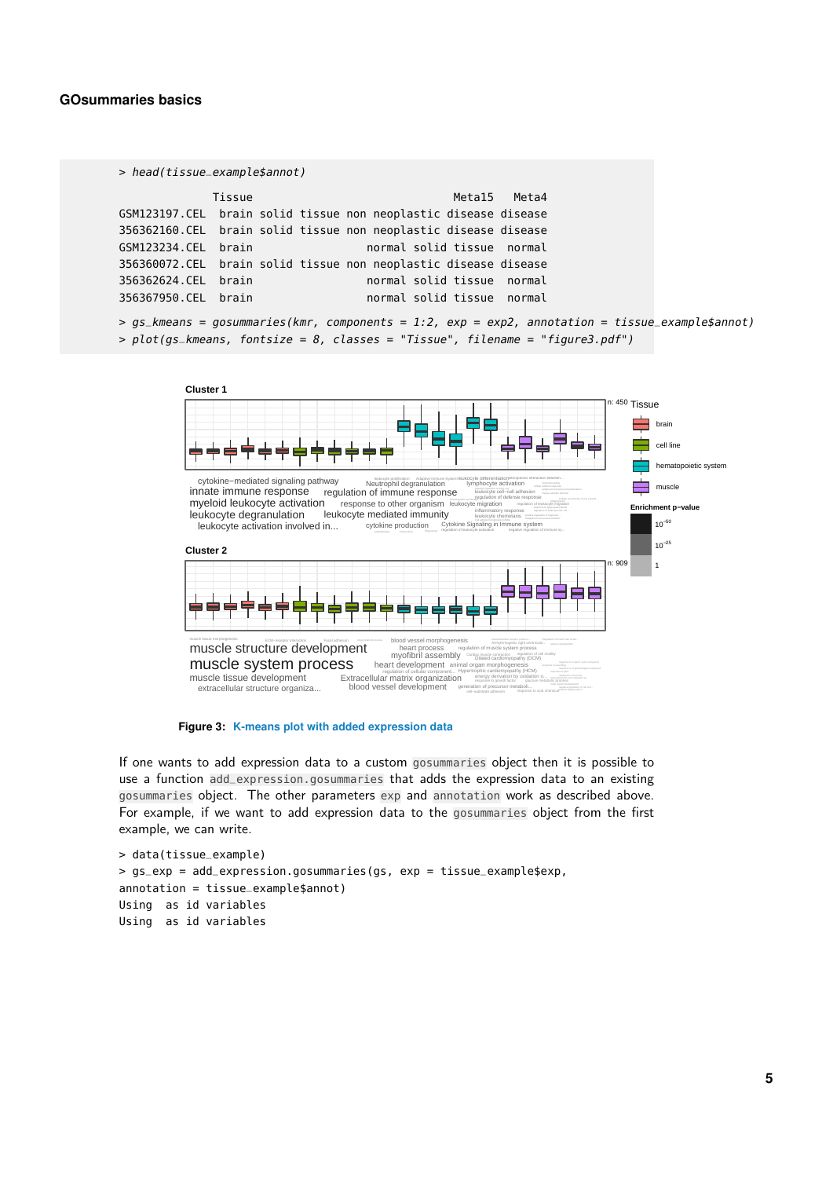**GOsummaries basics**

```
> head(tissue_example$annot)
              Tissue                            Meta15    Meta4
GSM123197.CEL  brain solid tissue non neoplastic disease disease
356362160.CEL  brain solid tissue non neoplastic disease disease
GSM123234.CEL  brain                 normal solid tissue  normal
356360072.CEL  brain solid tissue non neoplastic disease disease
356362624.CEL  brain                 normal solid tissue  normal
356367950.CEL  brain                 normal solid tissue  normal
> gs_kmeans = gosummaries(kmr, components = 1:2, exp = exp2, annotation = tissue_example$annot)
> plot(gs_kmeans, fontsize = 8, classes = "Tissue", filename = "figure3.pdf")
```

**Figure 3: K-means plot with added expression data**

If one wants to add expression data to a custom gosummaries object then it is possible to use a function add_expression.gosummaries that adds the expression data to an existing gosummaries object. The other parameters exp and annotation work as described above. For example, if we want to add expression data to the gosummaries object from the first example, we can write.

```
> data(tissue_example)
> gs_exp = add_expression.gosummaries(gs, exp = tissue_example$exp,
annotation = tissue_example$annot)
Using  as id variables
Using  as id variables
```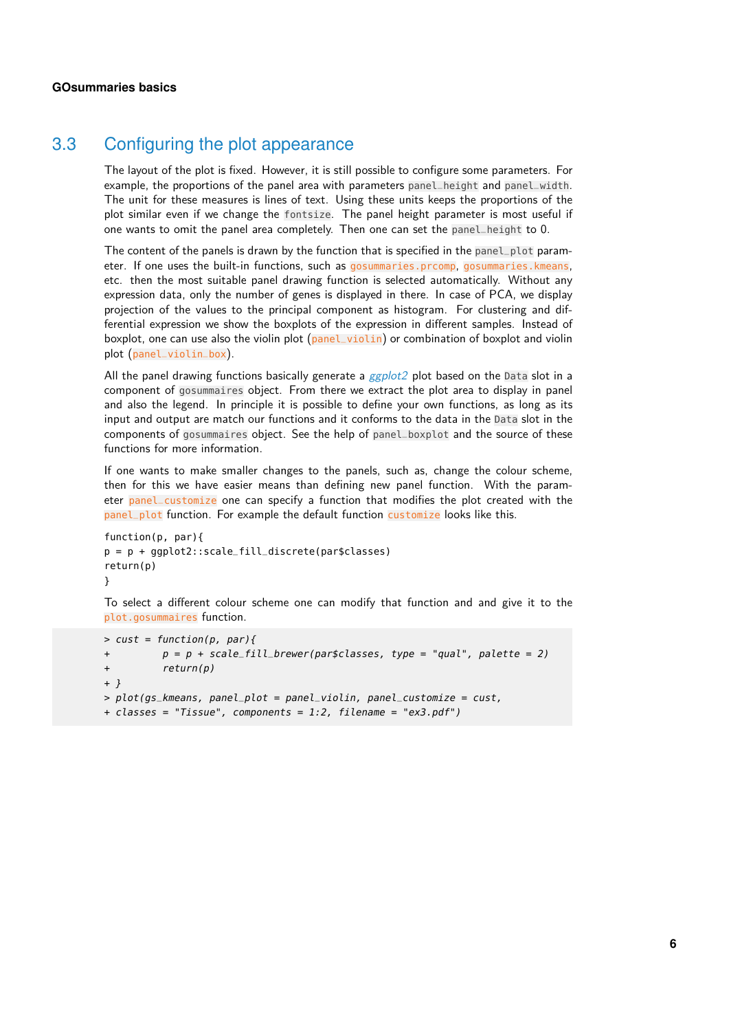## 3.3 Configuring the plot appearance

The layout of the plot is fixed. However, it is still possible to configure some parameters. For example, the proportions of the panel area with parameters `panel_height` and `panel_width`. The unit for these measures is lines of text. Using these units keeps the proportions of the plot similar even if we change the `fontsize`. The panel height parameter is most useful if one wants to omit the panel area completely. Then one can set the `panel_height` to 0.

The content of the panels is drawn by the function that is specified in the `panel_plot` parameter. If one uses the built-in functions, such as `gosummaries.prcomp`, `gosummaries.kmeans`, etc. then the most suitable panel drawing function is selected automatically. Without any expression data, only the number of genes is displayed in there. In case of PCA, we display projection of the values to the principal component as histogram. For clustering and differential expression we show the boxplots of the expression in different samples. Instead of boxplot, one can use also the violin plot (`panel_violin`) or combination of boxplot and violin plot (`panel_violin_box`).

All the panel drawing functions basically generate a *ggplot2* plot based on the `Data` slot in a component of `gosummaires` object. From there we extract the plot area to display in panel and also the legend. In principle it is possible to define your own functions, as long as its input and output are match our functions and it conforms to the data in the `Data` slot in the components of `gosummaires` object. See the help of `panel_boxplot` and the source of these functions for more information.

If one wants to make smaller changes to the panels, such as, change the colour scheme, then for this we have easier means than defining new panel function. With the parameter `panel_customize` one can specify a function that modifies the plot created with the `panel_plot` function. For example the default function `customize` looks like this.

```
function(p, par){
p = p + ggplot2::scale_fill_discrete(par$classes)
return(p)
}
```

To select a different colour scheme one can modify that function and and give it to the `plot.gosummaires` function.

```
> cust = function(p, par){
+         p = p + scale_fill_brewer(par$classes, type = "qual", palette = 2)
+         return(p)
+ }
> plot(gs_kmeans, panel_plot = panel_violin, panel_customize = cust,
+ classes = "Tissue", components = 1:2, filename = "ex3.pdf")
```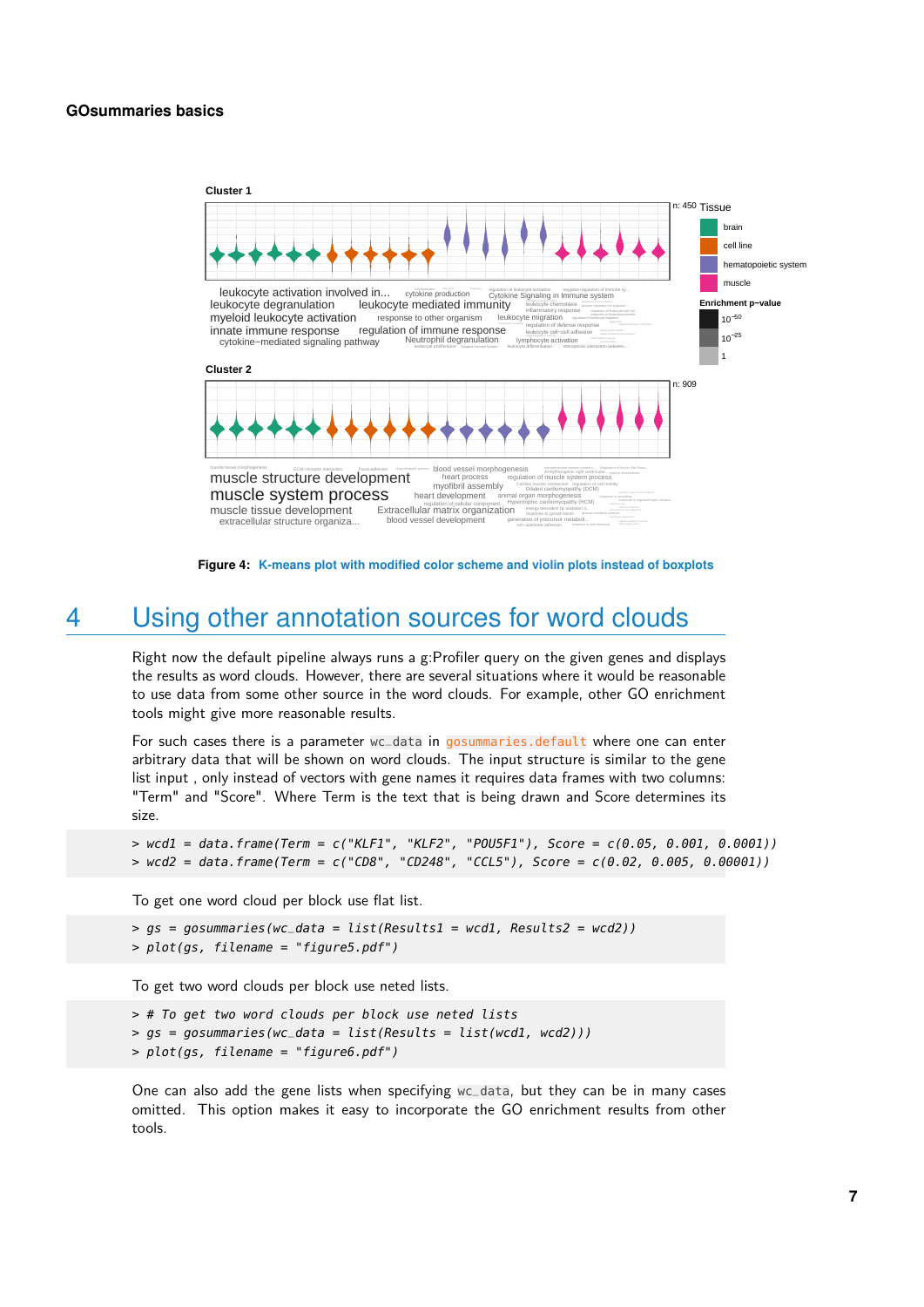Figure 4: K-means plot with modified color scheme and violin plots instead of boxplots

# 4 Using other annotation sources for word clouds

Right now the default pipeline always runs a g:Profiler query on the given genes and displays the results as word clouds. However, there are several situations where it would be reasonable to use data from some other source in the word clouds. For example, other GO enrichment tools might give more reasonable results.

For such cases there is a parameter `wc_data` in `gosummaries.default` where one can enter arbitrary data that will be shown on word clouds. The input structure is similar to the gene list input , only instead of vectors with gene names it requires data frames with two columns: "Term" and "Score". Where Term is the text that is being drawn and Score determines its size.

```
> wcd1 = data.frame(Term = c("KLF1", "KLF2", "POU5F1"), Score = c(0.05, 0.001, 0.0001))
> wcd2 = data.frame(Term = c("CD8", "CD248", "CCL5"), Score = c(0.02, 0.005, 0.00001))
```

To get one word cloud per block use flat list.

```
> gs = gosummaries(wc_data = list(Results1 = wcd1, Results2 = wcd2))
> plot(gs, filename = "figure5.pdf")
```

To get two word clouds per block use neted lists.

```
> # To get two word clouds per block use neted lists
> gs = gosummaries(wc_data = list(Results = list(wcd1, wcd2)))
> plot(gs, filename = "figure6.pdf")
```

One can also add the gene lists when specifying `wc_data`, but they can be in many cases omitted. This option makes it easy to incorporate the GO enrichment results from other tools.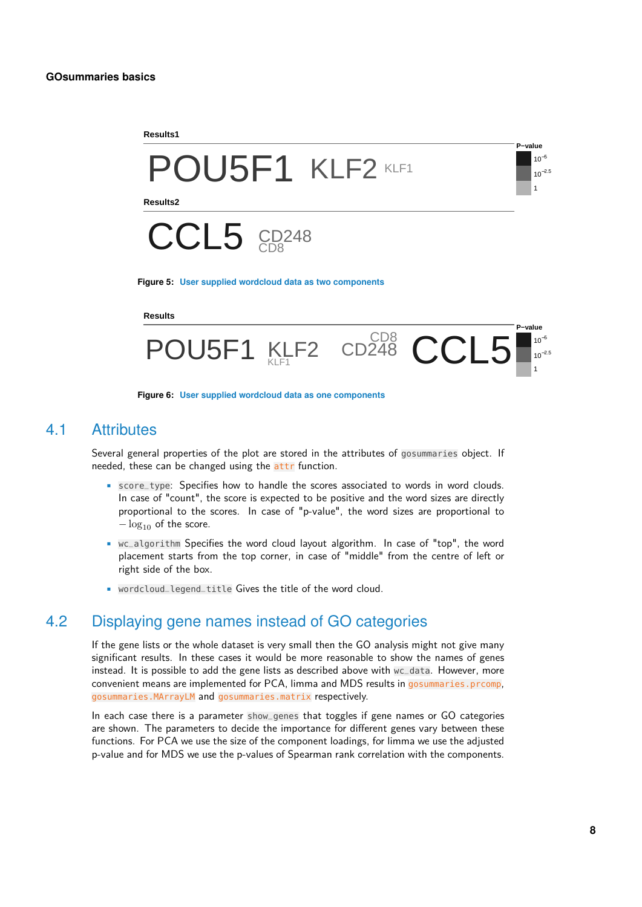Results1

POU5F1 KLF2 KLF1

Results2

CCL5 CD248 CD8

P–value: $10^{-5}$, $10^{-2.5}$, 1

**Figure 5: User supplied wordcloud data as two components**

Results

POU5F1 KLF2 KLF1 CD8 CD248 CCL5

P–value: $10^{-5}$, $10^{-2.5}$, 1

**Figure 6: User supplied wordcloud data as one components**

## 4.1 Attributes

Several general properties of the plot are stored in the attributes of `gosummaries` object. If needed, these can be changed using the `attr` function.

- `score_type`: Specifies how to handle the scores associated to words in word clouds. In case of "count", the score is expected to be positive and the word sizes are directly proportional to the scores. In case of "p-value", the word sizes are proportional to $-\log_{10}$ of the score.
- `wc_algorithm` Specifies the word cloud layout algorithm. In case of "top", the word placement starts from the top corner, in case of "middle" from the centre of left or right side of the box.
- `wordcloud_legend_title` Gives the title of the word cloud.

## 4.2 Displaying gene names instead of GO categories

If the gene lists or the whole dataset is very small then the GO analysis might not give many significant results. In these cases it would be more reasonable to show the names of genes instead. It is possible to add the gene lists as described above with `wc_data`. However, more convenient means are implemented for PCA, limma and MDS results in `gosummaries.prcomp`, `gosummaries.MArrayLM` and `gosummaries.matrix` respectively.

In each case there is a parameter `show_genes` that toggles if gene names or GO categories are shown. The parameters to decide the importance for different genes vary between these functions. For PCA we use the size of the component loadings, for limma we use the adjusted p-value and for MDS we use the p-values of Spearman rank correlation with the components.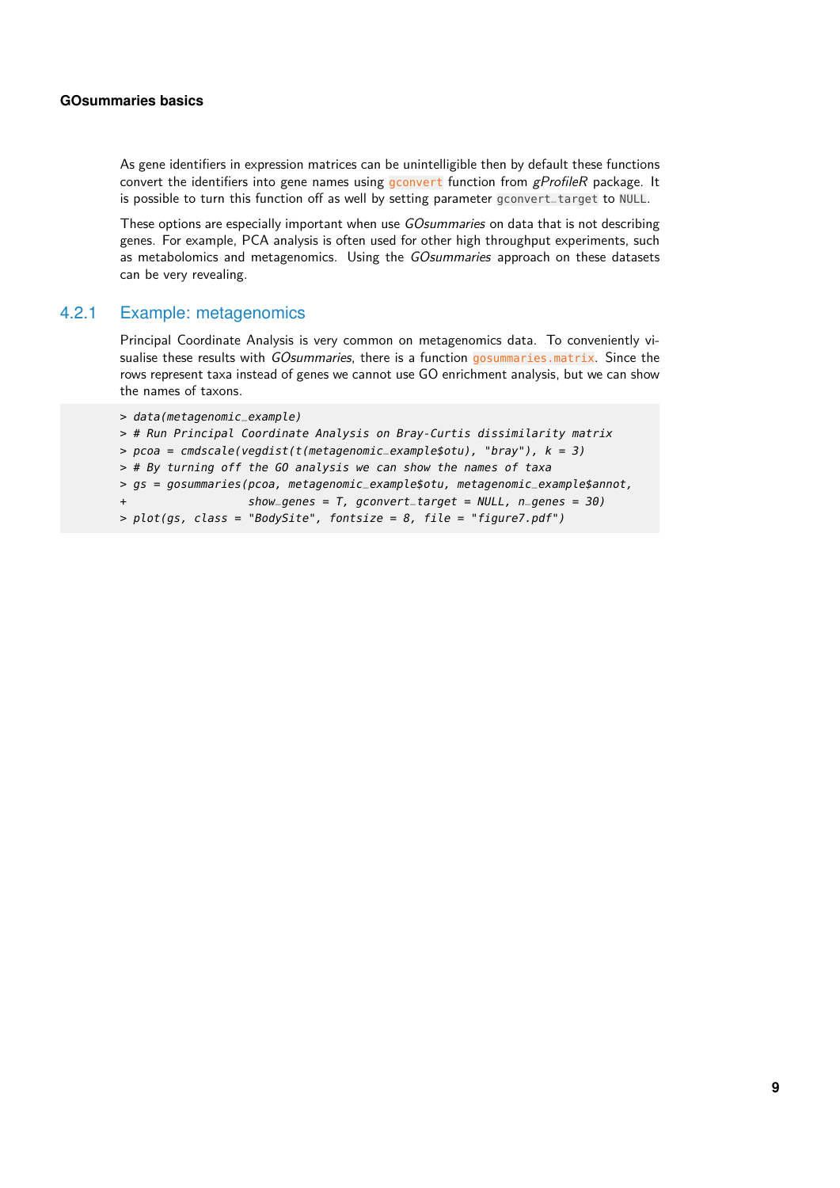As gene identifiers in expression matrices can be unintelligible then by default these functions convert the identifiers into gene names using `gconvert` function from *gProfileR* package. It is possible to turn this function off as well by setting parameter `gconvert_target` to `NULL`.

These options are especially important when use *GOsummaries* on data that is not describing genes. For example, PCA analysis is often used for other high throughput experiments, such as metabolomics and metagenomics. Using the *GOsummaries* approach on these datasets can be very revealing.

### 4.2.1 Example: metagenomics

Principal Coordinate Analysis is very common on metagenomics data. To conveniently visualise these results with *GOsummaries*, there is a function `gosummaries.matrix`. Since the rows represent taxa instead of genes we cannot use GO enrichment analysis, but we can show the names of taxons.

```
> data(metagenomic_example)
> # Run Principal Coordinate Analysis on Bray-Curtis dissimilarity matrix
> pcoa = cmdscale(vegdist(t(metagenomic_example$otu), "bray"), k = 3)
> # By turning off the GO analysis we can show the names of taxa
> gs = gosummaries(pcoa, metagenomic_example$otu, metagenomic_example$annot,
+                  show_genes = T, gconvert_target = NULL, n_genes = 30)
> plot(gs, class = "BodySite", fontsize = 8, file = "figure7.pdf")
```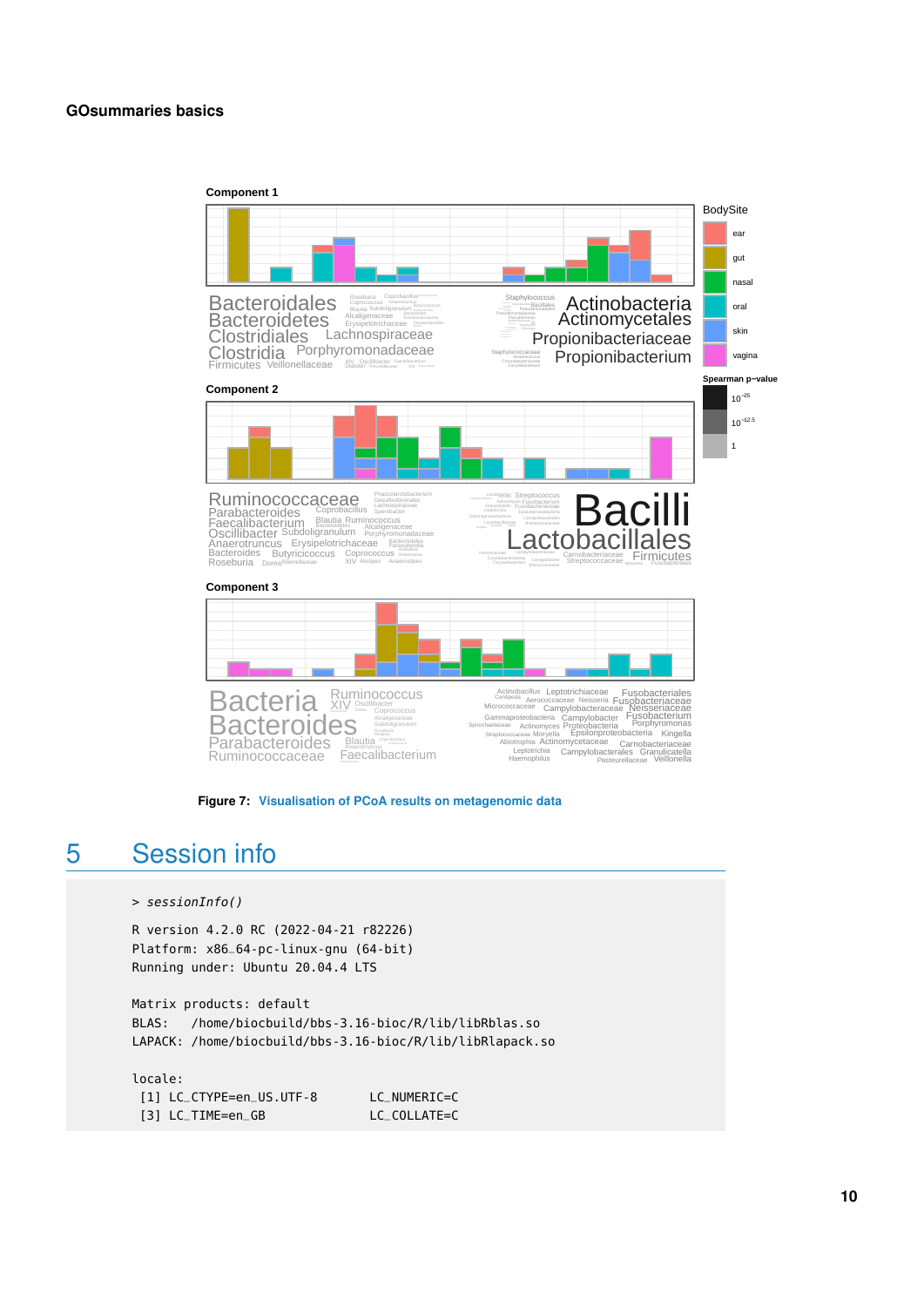Figure 7: Visualisation of PCoA results on metagenomic data

# 5 Session info

```
> sessionInfo()

R version 4.2.0 RC (2022-04-21 r82226)
Platform: x86_64-pc-linux-gnu (64-bit)
Running under: Ubuntu 20.04.4 LTS

Matrix products: default
BLAS:   /home/biocbuild/bbs-3.16-bioc/R/lib/libRblas.so
LAPACK: /home/biocbuild/bbs-3.16-bioc/R/lib/libRlapack.so

locale:
 [1] LC_CTYPE=en_US.UTF-8       LC_NUMERIC=C
 [3] LC_TIME=en_GB              LC_COLLATE=C
```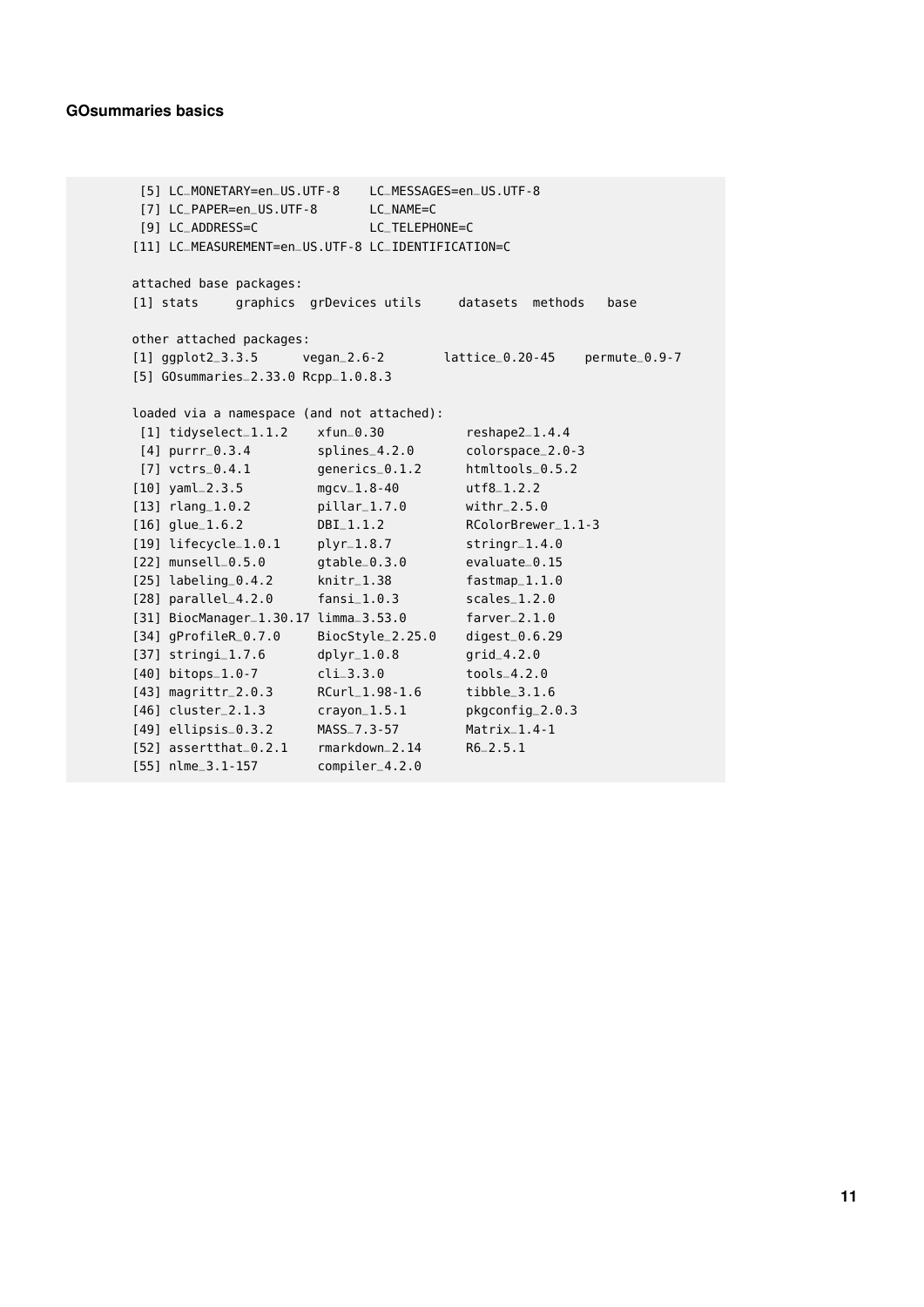```
 [5] LC_MONETARY=en_US.UTF-8    LC_MESSAGES=en_US.UTF-8
 [7] LC_PAPER=en_US.UTF-8       LC_NAME=C
 [9] LC_ADDRESS=C               LC_TELEPHONE=C
[11] LC_MEASUREMENT=en_US.UTF-8 LC_IDENTIFICATION=C

attached base packages:
[1] stats     graphics  grDevices utils     datasets  methods   base

other attached packages:
[1] ggplot2_3.3.5      vegan_2.6-2       lattice_0.20-45    permute_0.9-7
[5] GOsummaries_2.33.0 Rcpp_1.0.8.3

loaded via a namespace (and not attached):
 [1] tidyselect_1.1.2    xfun_0.30          reshape2_1.4.4
 [4] purrr_0.3.4         splines_4.2.0      colorspace_2.0-3
 [7] vctrs_0.4.1         generics_0.1.2     htmltools_0.5.2
[10] yaml_2.3.5          mgcv_1.8-40        utf8_1.2.2
[13] rlang_1.0.2         pillar_1.7.0       withr_2.5.0
[16] glue_1.6.2          DBI_1.1.2          RColorBrewer_1.1-3
[19] lifecycle_1.0.1     plyr_1.8.7         stringr_1.4.0
[22] munsell_0.5.0       gtable_0.3.0       evaluate_0.15
[25] labeling_0.4.2      knitr_1.38         fastmap_1.1.0
[28] parallel_4.2.0      fansi_1.0.3        scales_1.2.0
[31] BiocManager_1.30.17 limma_3.53.0       farver_2.1.0
[34] gProfileR_0.7.0     BiocStyle_2.25.0   digest_0.6.29
[37] stringi_1.7.6       dplyr_1.0.8        grid_4.2.0
[40] bitops_1.0-7        cli_3.3.0          tools_4.2.0
[43] magrittr_2.0.3      RCurl_1.98-1.6     tibble_3.1.6
[46] cluster_2.1.3       crayon_1.5.1       pkgconfig_2.0.3
[49] ellipsis_0.3.2      MASS_7.3-57        Matrix_1.4-1
[52] assertthat_0.2.1    rmarkdown_2.14     R6_2.5.1
[55] nlme_3.1-157        compiler_4.2.0
```